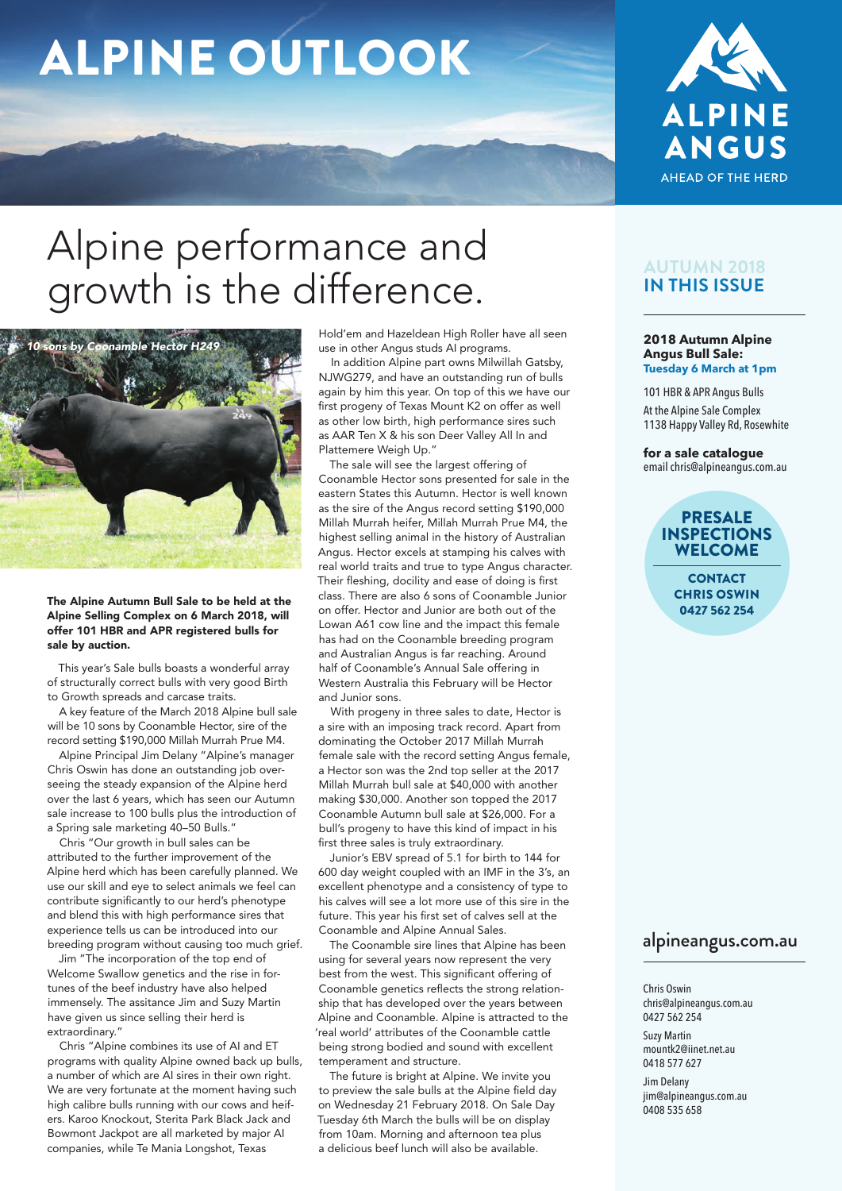# ALPINE OUTLOOK

ALPINE ANGUS
AHEAD OF THE HERD

# Alpine performance and growth is the difference.

*10 sons by Coonamble Hector H249*

**The Alpine Autumn Bull Sale to be held at the Alpine Selling Complex on 6 March 2018, will offer 101 HBR and APR registered bulls for sale by auction.**

This year's Sale bulls boasts a wonderful array of structurally correct bulls with very good Birth to Growth spreads and carcase traits.

A key feature of the March 2018 Alpine bull sale will be 10 sons by Coonamble Hector, sire of the record setting $190,000 Millah Murrah Prue M4.

Alpine Principal Jim Delany "Alpine's manager Chris Oswin has done an outstanding job overseeing the steady expansion of the Alpine herd over the last 6 years, which has seen our Autumn sale increase to 100 bulls plus the introduction of a Spring sale marketing 40–50 Bulls."

Chris "Our growth in bull sales can be attributed to the further improvement of the Alpine herd which has been carefully planned. We use our skill and eye to select animals we feel can contribute significantly to our herd's phenotype and blend this with high performance sires that experience tells us can be introduced into our breeding program without causing too much grief.

Jim "The incorporation of the top end of Welcome Swallow genetics and the rise in fortunes of the beef industry have also helped immensely. The assitance Jim and Suzy Martin have given us since selling their herd is extraordinary."

Chris "Alpine combines its use of AI and ET programs with quality Alpine owned back up bulls, a number of which are AI sires in their own right. We are very fortunate at the moment having such high calibre bulls running with our cows and heifers. Karoo Knockout, Sterita Park Black Jack and Bowmont Jackpot are all marketed by major AI companies, while Te Mania Longshot, Texas Hold'em and Hazeldean High Roller have all seen use in other Angus studs AI programs.

In addition Alpine part owns Milwillah Gatsby, NJWG279, and have an outstanding run of bulls again by him this year. On top of this we have our first progeny of Texas Mount K2 on offer as well as other low birth, high performance sires such as AAR Ten X & his son Deer Valley All In and Plattemere Weigh Up."

The sale will see the largest offering of Coonamble Hector sons presented for sale in the eastern States this Autumn. Hector is well known as the sire of the Angus record setting $190,000 Millah Murrah heifer, Millah Murrah Prue M4, the highest selling animal in the history of Australian Angus. Hector excels at stamping his calves with real world traits and true to type Angus character. Their fleshing, docility and ease of doing is first class. There are also 6 sons of Coonamble Junior on offer. Hector and Junior are both out of the Lowan A61 cow line and the impact this female has had on the Coonamble breeding program and Australian Angus is far reaching. Around half of Coonamble's Annual Sale offering in Western Australia this February will be Hector and Junior sons.

With progeny in three sales to date, Hector is a sire with an imposing track record. Apart from dominating the October 2017 Millah Murrah female sale with the record setting Angus female, a Hector son was the 2nd top seller at the 2017 Millah Murrah bull sale at $40,000 with another making $30,000. Another son topped the 2017 Coonamble Autumn bull sale at $26,000. For a bull's progeny to have this kind of impact in his first three sales is truly extraordinary.

Junior's EBV spread of 5.1 for birth to 144 for 600 day weight coupled with an IMF in the 3's, an excellent phenotype and a consistency of type to his calves will see a lot more use of this sire in the future. This year his first set of calves sell at the Coonamble and Alpine Annual Sales.

The Coonamble sire lines that Alpine has been using for several years now represent the very best from the west. This significant offering of Coonamble genetics reflects the strong relationship that has developed over the years between Alpine and Coonamble. Alpine is attracted to the 'real world' attributes of the Coonamble cattle being strong bodied and sound with excellent temperament and structure.

The future is bright at Alpine. We invite you to preview the sale bulls at the Alpine field day on Wednesday 21 February 2018. On Sale Day Tuesday 6th March the bulls will be on display from 10am. Morning and afternoon tea plus a delicious beef lunch will also be available.

## AUTUMN 2018 IN THIS ISSUE

**2018 Autumn Alpine Angus Bull Sale:**
**Tuesday 6 March at 1pm**

101 HBR & APR Angus Bulls
At the Alpine Sale Complex
1138 Happy Valley Rd, Rosewhite

**for a sale catalogue**
email chris@alpineangus.com.au

**PRESALE INSPECTIONS WELCOME**

**CONTACT CHRIS OSWIN 0427 562 254**

alpineangus.com.au

Chris Oswin
chris@alpineangus.com.au
0427 562 254

Suzy Martin
mountk2@iinet.net.au
0418 577 627

Jim Delany
jim@alpineangus.com.au
0408 535 658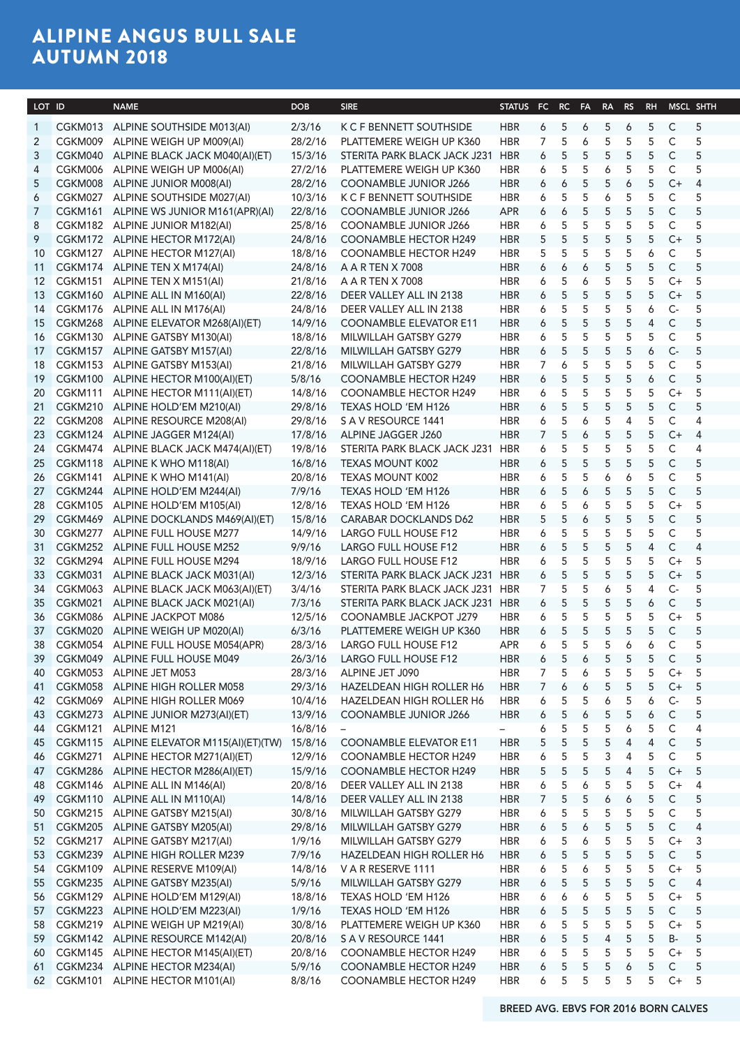# ALIPINE ANGUS BULL SALE AUTUMN 2018

| LOT | ID | NAME | DOB | SIRE | STATUS | FC | RC | FA | RA | RS | RH | MSCL | SHTH |
|---|---|---|---|---|---|---|---|---|---|---|---|---|---|
| 1 | CGKM013 | ALPINE SOUTHSIDE M013(AI) | 2/3/16 | K C F BENNETT SOUTHSIDE | HBR | 6 | 5 | 6 | 5 | 6 | 5 | C | 5 |
| 2 | CGKM009 | ALPINE WEIGH UP M009(AI) | 28/2/16 | PLATTEMERE WEIGH UP K360 | HBR | 7 | 5 | 6 | 5 | 5 | 5 | C | 5 |
| 3 | CGKM040 | ALPINE BLACK JACK M040(AI)(ET) | 15/3/16 | STERITA PARK BLACK JACK J231 | HBR | 6 | 5 | 5 | 5 | 5 | 5 | C | 5 |
| 4 | CGKM006 | ALPINE WEIGH UP M006(AI) | 27/2/16 | PLATTEMERE WEIGH UP K360 | HBR | 6 | 5 | 5 | 6 | 5 | 5 | C | 5 |
| 5 | CGKM008 | ALPINE JUNIOR M008(AI) | 28/2/16 | COONAMBLE JUNIOR J266 | HBR | 6 | 6 | 5 | 5 | 6 | 5 | C+ | 4 |
| 6 | CGKM027 | ALPINE SOUTHSIDE M027(AI) | 10/3/16 | K C F BENNETT SOUTHSIDE | HBR | 6 | 5 | 5 | 6 | 5 | 5 | C | 5 |
| 7 | CGKM161 | ALPINE WS JUNIOR M161(APR)(AI) | 22/8/16 | COONAMBLE JUNIOR J266 | APR | 6 | 6 | 5 | 5 | 5 | 5 | C | 5 |
| 8 | CGKM182 | ALPINE JUNIOR M182(AI) | 25/8/16 | COONAMBLE JUNIOR J266 | HBR | 6 | 5 | 5 | 5 | 5 | 5 | C | 5 |
| 9 | CGKM172 | ALPINE HECTOR M172(AI) | 24/8/16 | COONAMBLE HECTOR H249 | HBR | 5 | 5 | 5 | 5 | 5 | 5 | C+ | 5 |
| 10 | CGKM127 | ALPINE HECTOR M127(AI) | 18/8/16 | COONAMBLE HECTOR H249 | HBR | 5 | 5 | 5 | 5 | 5 | 6 | C | 5 |
| 11 | CGKM174 | ALPINE TEN X M174(AI) | 24/8/16 | A A R TEN X 7008 | HBR | 6 | 6 | 6 | 5 | 5 | 5 | C | 5 |
| 12 | CGKM151 | ALPINE TEN X M151(AI) | 21/8/16 | A A R TEN X 7008 | HBR | 6 | 5 | 6 | 5 | 5 | 5 | C+ | 5 |
| 13 | CGKM160 | ALPINE ALL IN M160(AI) | 22/8/16 | DEER VALLEY ALL IN 2138 | HBR | 6 | 5 | 5 | 5 | 5 | 5 | C+ | 5 |
| 14 | CGKM176 | ALPINE ALL IN M176(AI) | 24/8/16 | DEER VALLEY ALL IN 2138 | HBR | 6 | 5 | 5 | 5 | 5 | 6 | C- | 5 |
| 15 | CGKM268 | ALPINE ELEVATOR M268(AI)(ET) | 14/9/16 | COONAMBLE ELEVATOR E11 | HBR | 6 | 5 | 5 | 5 | 5 | 4 | C | 5 |
| 16 | CGKM130 | ALPINE GATSBY M130(AI) | 18/8/16 | MILWILLAH GATSBY G279 | HBR | 6 | 5 | 5 | 5 | 5 | 5 | C | 5 |
| 17 | CGKM157 | ALPINE GATSBY M157(AI) | 22/8/16 | MILWILLAH GATSBY G279 | HBR | 6 | 5 | 5 | 5 | 5 | 6 | C- | 5 |
| 18 | CGKM153 | ALPINE GATSBY M153(AI) | 21/8/16 | MILWILLAH GATSBY G279 | HBR | 7 | 6 | 5 | 5 | 5 | 5 | C | 5 |
| 19 | CGKM100 | ALPINE HECTOR M100(AI)(ET) | 5/8/16 | COONAMBLE HECTOR H249 | HBR | 6 | 5 | 5 | 5 | 5 | 6 | C | 5 |
| 20 | CGKM111 | ALPINE HECTOR M111(AI)(ET) | 14/8/16 | COONAMBLE HECTOR H249 | HBR | 6 | 5 | 5 | 5 | 5 | 5 | C+ | 5 |
| 21 | CGKM210 | ALPINE HOLD'EM M210(AI) | 29/8/16 | TEXAS HOLD 'EM H126 | HBR | 6 | 5 | 5 | 5 | 5 | 5 | C | 5 |
| 22 | CGKM208 | ALPINE RESOURCE M208(AI) | 29/8/16 | S A V RESOURCE 1441 | HBR | 6 | 5 | 6 | 5 | 4 | 5 | C | 4 |
| 23 | CGKM124 | ALPINE JAGGER M124(AI) | 17/8/16 | ALPINE JAGGER J260 | HBR | 7 | 5 | 6 | 5 | 5 | 5 | C+ | 4 |
| 24 | CGKM474 | ALPINE BLACK JACK M474(AI)(ET) | 19/8/16 | STERITA PARK BLACK JACK J231 | HBR | 6 | 5 | 5 | 5 | 5 | 5 | C | 4 |
| 25 | CGKM118 | ALPINE K WHO M118(AI) | 16/8/16 | TEXAS MOUNT K002 | HBR | 6 | 5 | 5 | 5 | 5 | 5 | C | 5 |
| 26 | CGKM141 | ALPINE K WHO M141(AI) | 20/8/16 | TEXAS MOUNT K002 | HBR | 6 | 5 | 5 | 6 | 6 | 5 | C | 5 |
| 27 | CGKM244 | ALPINE HOLD'EM M244(AI) | 7/9/16 | TEXAS HOLD 'EM H126 | HBR | 6 | 5 | 6 | 5 | 5 | 5 | C | 5 |
| 28 | CGKM105 | ALPINE HOLD'EM M105(AI) | 12/8/16 | TEXAS HOLD 'EM H126 | HBR | 6 | 5 | 6 | 5 | 5 | 5 | C+ | 5 |
| 29 | CGKM469 | ALPINE DOCKLANDS M469(AI)(ET) | 15/8/16 | CARABAR DOCKLANDS D62 | HBR | 5 | 5 | 6 | 5 | 5 | 5 | C | 5 |
| 30 | CGKM277 | ALPINE FULL HOUSE M277 | 14/9/16 | LARGO FULL HOUSE F12 | HBR | 6 | 5 | 5 | 5 | 5 | 5 | C | 5 |
| 31 | CGKM252 | ALPINE FULL HOUSE M252 | 9/9/16 | LARGO FULL HOUSE F12 | HBR | 6 | 5 | 5 | 5 | 5 | 4 | C | 4 |
| 32 | CGKM294 | ALPINE FULL HOUSE M294 | 18/9/16 | LARGO FULL HOUSE F12 | HBR | 6 | 5 | 5 | 5 | 5 | 5 | C+ | 5 |
| 33 | CGKM031 | ALPINE BLACK JACK M031(AI) | 12/3/16 | STERITA PARK BLACK JACK J231 | HBR | 6 | 5 | 5 | 5 | 5 | 5 | C+ | 5 |
| 34 | CGKM063 | ALPINE BLACK JACK M063(AI)(ET) | 3/4/16 | STERITA PARK BLACK JACK J231 | HBR | 7 | 5 | 5 | 6 | 5 | 4 | C- | 5 |
| 35 | CGKM021 | ALPINE BLACK JACK M021(AI) | 7/3/16 | STERITA PARK BLACK JACK J231 | HBR | 6 | 5 | 5 | 5 | 5 | 6 | C | 5 |
| 36 | CGKM086 | ALPINE JACKPOT M086 | 12/5/16 | COONAMBLE JACKPOT J279 | HBR | 6 | 5 | 5 | 5 | 5 | 5 | C+ | 5 |
| 37 | CGKM020 | ALPINE WEIGH UP M020(AI) | 6/3/16 | PLATTEMERE WEIGH UP K360 | HBR | 6 | 5 | 5 | 5 | 5 | 5 | C | 5 |
| 38 | CGKM054 | ALPINE FULL HOUSE M054(APR) | 28/3/16 | LARGO FULL HOUSE F12 | APR | 6 | 5 | 5 | 5 | 6 | 6 | C | 5 |
| 39 | CGKM049 | ALPINE FULL HOUSE M049 | 26/3/16 | LARGO FULL HOUSE F12 | HBR | 6 | 5 | 6 | 5 | 5 | 5 | C | 5 |
| 40 | CGKM053 | ALPINE JET M053 | 28/3/16 | ALPINE JET J090 | HBR | 7 | 5 | 6 | 5 | 5 | 5 | C+ | 5 |
| 41 | CGKM058 | ALPINE HIGH ROLLER M058 | 29/3/16 | HAZELDEAN HIGH ROLLER H6 | HBR | 7 | 6 | 6 | 5 | 5 | 5 | C+ | 5 |
| 42 | CGKM069 | ALPINE HIGH ROLLER M069 | 10/4/16 | HAZELDEAN HIGH ROLLER H6 | HBR | 6 | 5 | 5 | 6 | 5 | 6 | C- | 5 |
| 43 | CGKM273 | ALPINE JUNIOR M273(AI)(ET) | 13/9/16 | COONAMBLE JUNIOR J266 | HBR | 6 | 5 | 6 | 5 | 5 | 6 | C | 5 |
| 44 | CGKM121 | ALPINE M121 | 16/8/16 | – | – | 6 | 5 | 5 | 5 | 6 | 5 | C | 4 |
| 45 | CGKM115 | ALPINE ELEVATOR M115(AI)(ET)(TW) | 15/8/16 | COONAMBLE ELEVATOR E11 | HBR | 5 | 5 | 5 | 5 | 4 | 4 | C | 5 |
| 46 | CGKM271 | ALPINE HECTOR M271(AI)(ET) | 12/9/16 | COONAMBLE HECTOR H249 | HBR | 6 | 5 | 5 | 3 | 4 | 5 | C | 5 |
| 47 | CGKM286 | ALPINE HECTOR M286(AI)(ET) | 15/9/16 | COONAMBLE HECTOR H249 | HBR | 5 | 5 | 5 | 5 | 4 | 5 | C+ | 5 |
| 48 | CGKM146 | ALPINE ALL IN M146(AI) | 20/8/16 | DEER VALLEY ALL IN 2138 | HBR | 6 | 5 | 6 | 5 | 5 | 5 | C+ | 4 |
| 49 | CGKM110 | ALPINE ALL IN M110(AI) | 14/8/16 | DEER VALLEY ALL IN 2138 | HBR | 7 | 5 | 5 | 6 | 6 | 5 | C | 5 |
| 50 | CGKM215 | ALPINE GATSBY M215(AI) | 30/8/16 | MILWILLAH GATSBY G279 | HBR | 6 | 5 | 5 | 5 | 5 | 5 | C | 5 |
| 51 | CGKM205 | ALPINE GATSBY M205(AI) | 29/8/16 | MILWILLAH GATSBY G279 | HBR | 6 | 5 | 6 | 5 | 5 | 5 | C | 4 |
| 52 | CGKM217 | ALPINE GATSBY M217(AI) | 1/9/16 | MILWILLAH GATSBY G279 | HBR | 6 | 5 | 6 | 5 | 5 | 5 | C+ | 3 |
| 53 | CGKM239 | ALPINE HIGH ROLLER M239 | 7/9/16 | HAZELDEAN HIGH ROLLER H6 | HBR | 6 | 5 | 5 | 5 | 5 | 5 | C | 5 |
| 54 | CGKM109 | ALPINE RESERVE M109(AI) | 14/8/16 | V A R RESERVE 1111 | HBR | 6 | 5 | 6 | 5 | 5 | 5 | C+ | 5 |
| 55 | CGKM235 | ALPINE GATSBY M235(AI) | 5/9/16 | MILWILLAH GATSBY G279 | HBR | 6 | 5 | 5 | 5 | 5 | 5 | C | 4 |
| 56 | CGKM129 | ALPINE HOLD'EM M129(AI) | 18/8/16 | TEXAS HOLD 'EM H126 | HBR | 6 | 6 | 6 | 5 | 5 | 5 | C+ | 5 |
| 57 | CGKM223 | ALPINE HOLD'EM M223(AI) | 1/9/16 | TEXAS HOLD 'EM H126 | HBR | 6 | 5 | 5 | 5 | 5 | 5 | C | 5 |
| 58 | CGKM219 | ALPINE WEIGH UP M219(AI) | 30/8/16 | PLATTEMERE WEIGH UP K360 | HBR | 6 | 5 | 5 | 5 | 5 | 5 | C+ | 5 |
| 59 | CGKM142 | ALPINE RESOURCE M142(AI) | 20/8/16 | S A V RESOURCE 1441 | HBR | 6 | 5 | 5 | 4 | 5 | 5 | B- | 5 |
| 60 | CGKM145 | ALPINE HECTOR M145(AI)(ET) | 20/8/16 | COONAMBLE HECTOR H249 | HBR | 6 | 5 | 5 | 5 | 5 | 5 | C+ | 5 |
| 61 | CGKM234 | ALPINE HECTOR M234(AI) | 5/9/16 | COONAMBLE HECTOR H249 | HBR | 6 | 5 | 5 | 5 | 6 | 5 | C | 5 |
| 62 | CGKM101 | ALPINE HECTOR M101(AI) | 8/8/16 | COONAMBLE HECTOR H249 | HBR | 6 | 5 | 5 | 5 | 5 | 5 | C+ | 5 |

BREED AVG. EBVS FOR 2016 BORN CALVES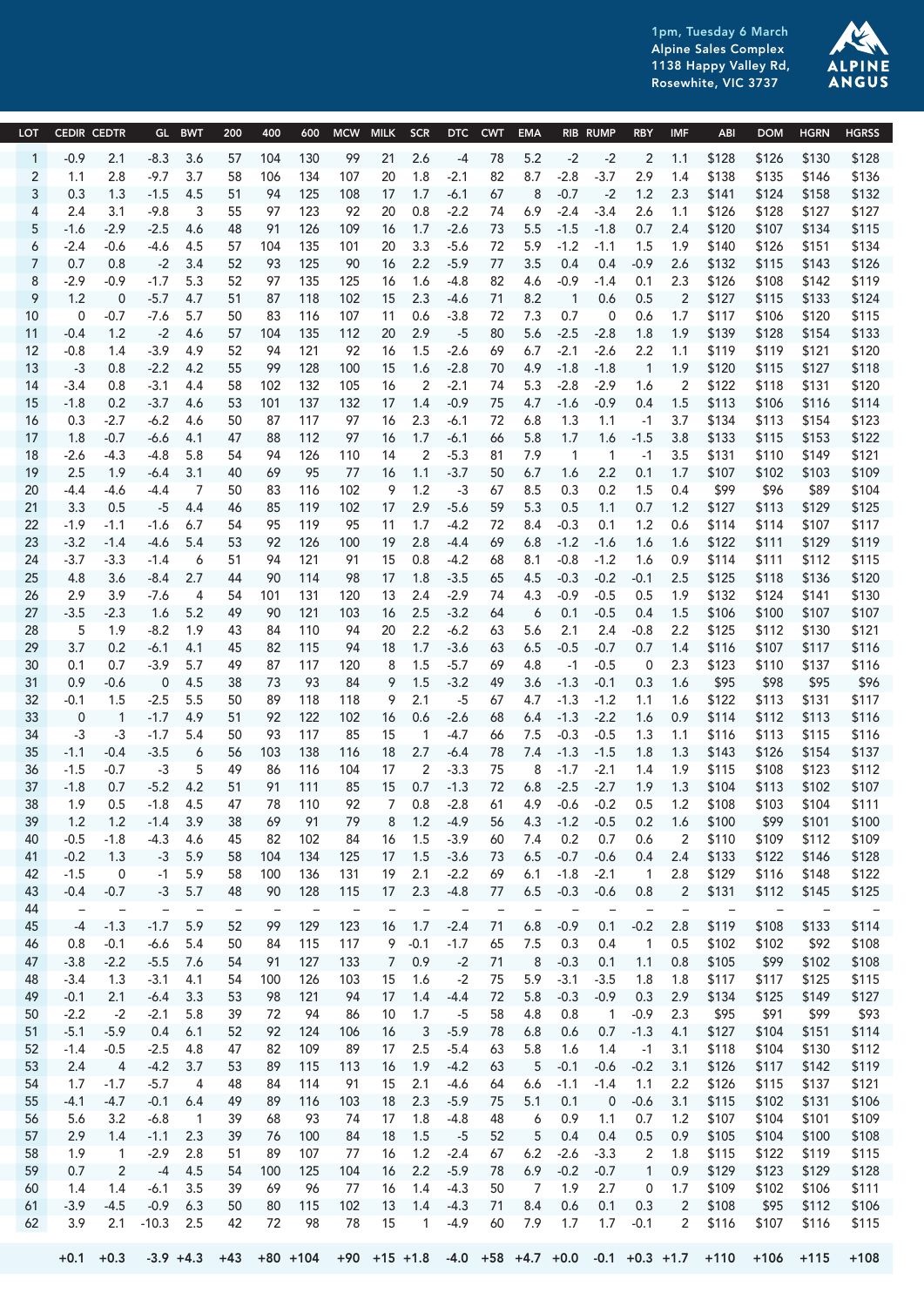1pm, Tuesday 6 March
Alpine Sales Complex
1138 Happy Valley Rd,
Rosewhite, VIC 3737

ALPINE ANGUS

| LOT | CEDIR | CEDTR | GL | BWT | 200 | 400 | 600 | MCW | MILK | SCR | DTC | CWT | EMA | RIB | RUMP | RBY | IMF | ABI | DOM | HGRN | HGRS |
|---|---|---|---|---|---|---|---|---|---|---|---|---|---|---|---|---|---|---|---|---|---|
| 1 | -0.9 | 2.1 | -8.3 | 3.6 | 57 | 104 | 130 | 99 | 21 | 2.6 | -4 | 78 | 5.2 | -2 | -2 | 2 | 1.1 | $128 | $126 | $130 | $128 |
| 2 | 1.1 | 2.8 | -9.7 | 3.7 | 58 | 106 | 134 | 107 | 20 | 1.8 | -2.1 | 82 | 8.7 | -2.8 | -3.7 | 2.9 | 1.4 | $138 | $135 | $146 | $136 |
| 3 | 0.3 | 1.3 | -1.5 | 4.5 | 51 | 94 | 125 | 108 | 17 | 1.7 | -6.1 | 67 | 8 | -0.7 | -2 | 1.2 | 2.3 | $141 | $124 | $158 | $132 |
| 4 | 2.4 | 3.1 | -9.8 | 3 | 55 | 97 | 123 | 92 | 20 | 0.8 | -2.2 | 74 | 6.9 | -2.4 | -3.4 | 2.6 | 1.1 | $126 | $128 | $127 | $127 |
| 5 | -1.6 | -2.9 | -2.5 | 4.6 | 48 | 91 | 126 | 109 | 16 | 1.7 | -2.6 | 73 | 5.5 | -1.5 | -1.8 | 0.7 | 2.4 | $120 | $107 | $134 | $115 |
| 6 | -2.4 | -0.6 | -4.6 | 4.5 | 57 | 104 | 135 | 101 | 20 | 3.3 | -5.6 | 72 | 5.9 | -1.2 | -1.1 | 1.5 | 1.9 | $140 | $126 | $151 | $134 |
| 7 | 0.7 | 0.8 | -2 | 3.4 | 52 | 93 | 125 | 90 | 16 | 2.2 | -5.9 | 77 | 3.5 | 0.4 | 0.4 | -0.9 | 2.6 | $132 | $115 | $143 | $126 |
| 8 | -2.9 | -0.9 | -1.7 | 5.3 | 52 | 97 | 135 | 125 | 16 | 1.6 | -4.8 | 82 | 4.6 | -0.9 | -1.4 | 0.1 | 2.3 | $126 | $108 | $142 | $119 |
| 9 | 1.2 | 0 | -5.7 | 4.7 | 51 | 87 | 118 | 102 | 15 | 2.3 | -4.6 | 71 | 8.2 | 1 | 0.6 | 0.5 | 2 | $127 | $115 | $133 | $124 |
| 10 | 0 | -0.7 | -7.6 | 5.7 | 50 | 83 | 116 | 107 | 11 | 0.6 | -3.8 | 72 | 7.3 | 0.7 | 0 | 0.6 | 1.7 | $117 | $106 | $120 | $115 |
| 11 | -0.4 | 1.2 | -2 | 4.6 | 57 | 104 | 135 | 112 | 20 | 2.9 | -5 | 80 | 5.6 | -2.5 | -2.8 | 1.8 | 1.9 | $139 | $128 | $154 | $133 |
| 12 | -0.8 | 1.4 | -3.9 | 4.9 | 52 | 94 | 121 | 92 | 16 | 1.5 | -2.6 | 69 | 6.7 | -2.1 | -2.6 | 2.2 | 1.1 | $119 | $119 | $121 | $120 |
| 13 | -3 | 0.8 | -2.2 | 4.2 | 55 | 99 | 128 | 100 | 15 | 1.6 | -2.8 | 70 | 4.9 | -1.8 | -1.8 | 1 | 1.9 | $120 | $115 | $127 | $118 |
| 14 | -3.4 | 0.8 | -3.1 | 4.4 | 58 | 102 | 132 | 105 | 16 | 2 | -2.1 | 74 | 5.3 | -2.8 | -2.9 | 1.6 | 2 | $122 | $118 | $131 | $120 |
| 15 | -1.8 | 0.2 | -3.7 | 4.6 | 53 | 101 | 137 | 132 | 17 | 1.4 | -0.9 | 75 | 4.7 | -1.6 | -0.9 | 0.4 | 1.5 | $113 | $106 | $116 | $114 |
| 16 | 0.3 | -2.7 | -6.2 | 4.6 | 50 | 87 | 117 | 97 | 16 | 2.3 | -6.1 | 72 | 6.8 | 1.3 | 1.1 | -1 | 3.7 | $134 | $113 | $154 | $123 |
| 17 | 1.8 | -0.7 | -6.6 | 4.1 | 47 | 88 | 112 | 97 | 16 | 1.7 | -6.1 | 66 | 5.8 | 1.7 | 1.6 | -1.5 | 3.8 | $133 | $115 | $153 | $122 |
| 18 | -2.6 | -4.3 | -4.8 | 5.8 | 54 | 94 | 126 | 110 | 14 | 2 | -5.3 | 81 | 7.9 | 1 | 1 | -1 | 3.5 | $131 | $110 | $149 | $121 |
| 19 | 2.5 | 1.9 | -6.4 | 3.1 | 40 | 69 | 95 | 77 | 16 | 1.1 | -3.7 | 50 | 6.7 | 1.6 | 2.2 | 0.1 | 1.7 | $107 | $102 | $103 | $109 |
| 20 | -4.4 | -4.6 | -4.4 | 7 | 50 | 83 | 116 | 102 | 9 | 1.2 | -3 | 67 | 8.5 | 0.3 | 0.2 | 1.5 | 0.4 | $99 | $96 | $89 | $104 |
| 21 | 3.3 | 0.5 | -5 | 4.4 | 46 | 85 | 119 | 102 | 17 | 2.9 | -5.6 | 59 | 5.3 | 0.5 | 1.1 | 0.7 | 1.2 | $127 | $113 | $129 | $125 |
| 22 | -1.9 | -1.1 | -1.6 | 6.7 | 54 | 95 | 119 | 95 | 11 | 1.7 | -4.2 | 72 | 8.4 | -0.3 | 0.1 | 1.2 | 0.6 | $114 | $114 | $107 | $117 |
| 23 | -3.2 | -1.4 | -4.6 | 5.4 | 53 | 92 | 126 | 100 | 19 | 2.8 | -4.4 | 69 | 6.8 | -1.2 | -1.6 | 1.6 | 1.6 | $122 | $111 | $129 | $119 |
| 24 | -3.7 | -3.3 | -1.4 | 6 | 51 | 94 | 121 | 91 | 15 | 0.8 | -4.2 | 68 | 8.1 | -0.8 | -1.2 | 1.6 | 0.9 | $114 | $111 | $112 | $115 |
| 25 | 4.8 | 3.6 | -8.4 | 2.7 | 44 | 90 | 114 | 98 | 17 | 1.8 | -3.5 | 65 | 4.5 | -0.3 | -0.2 | -0.1 | 2.5 | $125 | $118 | $136 | $120 |
| 26 | 2.9 | 3.9 | -7.6 | 4 | 54 | 101 | 131 | 120 | 13 | 2.4 | -2.9 | 74 | 4.3 | -0.9 | -0.5 | 0.5 | 1.9 | $132 | $124 | $141 | $130 |
| 27 | -3.5 | -2.3 | 1.6 | 5.2 | 49 | 90 | 121 | 103 | 16 | 2.5 | -3.2 | 64 | 6 | 0.1 | -0.5 | 0.4 | 1.5 | $106 | $100 | $107 | $107 |
| 28 | 5 | 1.9 | -8.2 | 1.9 | 43 | 84 | 110 | 94 | 20 | 2.2 | -6.2 | 63 | 5.6 | 2.1 | 2.4 | -0.8 | 2.2 | $125 | $112 | $130 | $121 |
| 29 | 3.7 | 0.2 | -6.1 | 4.1 | 45 | 82 | 115 | 94 | 18 | 1.7 | -3.6 | 63 | 6.5 | -0.5 | -0.7 | 0.7 | 1.4 | $116 | $107 | $117 | $116 |
| 30 | 0.1 | 0.7 | -3.9 | 5.7 | 49 | 87 | 117 | 120 | 8 | 1.5 | -5.7 | 69 | 4.8 | -1 | -0.5 | 0 | 2.3 | $123 | $110 | $137 | $116 |
| 31 | 0.9 | -0.6 | 0 | 4.5 | 38 | 73 | 93 | 84 | 9 | 1.5 | -3.2 | 49 | 3.6 | -1.3 | -0.1 | 0.3 | 1.6 | $95 | $98 | $95 | $96 |
| 32 | -0.1 | 1.5 | -2.5 | 5.5 | 50 | 89 | 118 | 118 | 9 | 2.1 | -5 | 67 | 4.7 | -1.3 | -1.2 | 1.1 | 1.6 | $122 | $113 | $131 | $117 |
| 33 | 0 | 1 | -1.7 | 4.9 | 51 | 92 | 122 | 102 | 16 | 0.6 | -2.6 | 68 | 6.4 | -1.3 | -2.2 | 1.6 | 0.9 | $114 | $112 | $113 | $116 |
| 34 | -3 | -3 | -1.7 | 5.4 | 50 | 93 | 117 | 85 | 15 | 1 | -4.7 | 66 | 7.5 | -0.3 | -0.5 | 1.3 | 1.1 | $116 | $113 | $115 | $116 |
| 35 | -1.1 | -0.4 | -3.5 | 6 | 56 | 103 | 138 | 116 | 18 | 2.7 | -6.4 | 78 | 7.4 | -1.3 | -1.5 | 1.8 | 1.3 | $143 | $126 | $154 | $137 |
| 36 | -1.5 | -0.7 | -3 | 5 | 49 | 86 | 116 | 104 | 17 | 2 | -3.3 | 75 | 8 | -1.7 | -2.1 | 1.4 | 1.9 | $115 | $108 | $123 | $112 |
| 37 | -1.8 | 0.7 | -5.2 | 4.2 | 51 | 91 | 111 | 85 | 15 | 0.7 | -1.3 | 72 | 6.8 | -2.5 | -2.7 | 1.9 | 1.3 | $104 | $113 | $102 | $107 |
| 38 | 1.9 | 0.5 | -1.8 | 4.5 | 47 | 78 | 110 | 92 | 7 | 0.8 | -2.8 | 61 | 4.9 | -0.6 | -0.2 | 0.5 | 1.2 | $108 | $103 | $104 | $111 |
| 39 | 1.2 | 1.2 | -1.4 | 3.9 | 38 | 69 | 91 | 79 | 8 | 1.2 | -4.9 | 56 | 4.3 | -1.2 | -0.5 | 0.2 | 1.6 | $100 | $99 | $101 | $100 |
| 40 | -0.5 | -1.8 | -4.3 | 4.6 | 45 | 82 | 102 | 84 | 16 | 1.5 | -3.9 | 60 | 7.4 | 0.2 | 0.7 | 0.6 | 2 | $110 | $109 | $112 | $109 |
| 41 | -0.2 | 1.3 | -3 | 5.9 | 58 | 104 | 134 | 125 | 17 | 1.5 | -3.6 | 73 | 6.5 | -0.7 | -0.6 | 0.4 | 2.4 | $133 | $122 | $146 | $128 |
| 42 | -1.5 | 0 | -1 | 5.9 | 58 | 100 | 136 | 131 | 19 | 2.1 | -2.2 | 69 | 6.1 | -1.8 | -2.1 | 1 | 2.8 | $129 | $116 | $148 | $122 |
| 43 | -0.4 | -0.7 | -3 | 5.7 | 48 | 90 | 128 | 115 | 17 | 2.3 | -4.8 | 77 | 6.5 | -0.3 | -0.6 | 0.8 | 2 | $131 | $112 | $145 | $125 |
| 44 | – | – | – | – | – | – | – | – | – | – | – | – | – | – | – | – | – | – | – | – | – |
| 45 | -4 | -1.3 | -1.7 | 5.9 | 52 | 99 | 129 | 123 | 16 | 1.7 | -2.4 | 71 | 6.8 | -0.9 | 0.1 | -0.2 | 2.8 | $119 | $108 | $133 | $114 |
| 46 | 0.8 | -0.1 | -6.6 | 5.4 | 50 | 84 | 115 | 117 | 9 | -0.1 | -1.7 | 65 | 7.5 | 0.3 | 0.4 | 1 | 0.5 | $102 | $102 | $92 | $108 |
| 47 | -3.8 | -2.2 | -5.5 | 7.6 | 54 | 91 | 127 | 133 | 7 | 0.9 | -2 | 71 | 8 | -0.3 | 0.1 | 1.1 | 0.8 | $105 | $99 | $102 | $108 |
| 48 | -3.4 | 1.3 | -3.1 | 4.1 | 54 | 100 | 126 | 103 | 15 | 1.6 | -2 | 75 | 5.9 | -3.1 | -3.5 | 1.8 | 1.8 | $117 | $117 | $125 | $115 |
| 49 | -0.1 | 2.1 | -6.4 | 3.3 | 53 | 98 | 121 | 94 | 17 | 1.4 | -4.4 | 72 | 5.8 | -0.3 | -0.9 | 0.3 | 2.9 | $134 | $125 | $149 | $127 |
| 50 | -2.2 | -2 | -2.1 | 5.8 | 39 | 72 | 94 | 86 | 10 | 1.7 | -5 | 58 | 4.8 | 0.8 | 1 | -0.9 | 2.3 | $95 | $91 | $99 | $93 |
| 51 | -5.1 | -5.9 | 0.4 | 6.1 | 52 | 92 | 124 | 106 | 16 | 3 | -5.9 | 78 | 6.8 | 0.6 | 0.7 | -1.3 | 4.1 | $127 | $104 | $151 | $114 |
| 52 | -1.4 | -0.5 | -2.5 | 4.8 | 47 | 82 | 109 | 89 | 17 | 2.5 | -5.4 | 63 | 5.8 | 1.6 | 1.4 | -1 | 3.1 | $118 | $104 | $130 | $112 |
| 53 | 2.4 | 4 | -4.2 | 3.7 | 53 | 89 | 115 | 113 | 16 | 1.9 | -4.2 | 63 | 5 | -0.1 | -0.6 | -0.2 | 3.1 | $126 | $117 | $142 | $119 |
| 54 | 1.7 | -1.7 | -5.7 | 4 | 48 | 84 | 114 | 91 | 15 | 2.1 | -4.6 | 64 | 6.6 | -1.1 | -1.4 | 1.1 | 2.2 | $126 | $115 | $137 | $121 |
| 55 | -4.1 | -4.7 | -0.1 | 6.4 | 49 | 89 | 116 | 103 | 18 | 2.3 | -5.9 | 75 | 5.1 | 0.1 | 0 | -0.6 | 3.1 | $115 | $102 | $131 | $106 |
| 56 | 5.6 | 3.2 | -6.8 | 1 | 39 | 68 | 93 | 74 | 17 | 1.8 | -4.8 | 48 | 6 | 0.9 | 1.1 | 0.7 | 1.2 | $107 | $104 | $101 | $109 |
| 57 | 2.9 | 1.4 | -1.1 | 2.3 | 39 | 76 | 100 | 84 | 18 | 1.5 | -5 | 52 | 5 | 0.4 | 0.4 | 0.5 | 0.9 | $105 | $104 | $100 | $108 |
| 58 | 1.9 | 1 | -2.9 | 2.8 | 51 | 89 | 107 | 77 | 16 | 1.2 | -2.4 | 67 | 6.2 | -2.6 | -3.3 | 2 | 1.8 | $115 | $122 | $119 | $115 |
| 59 | 0.7 | 2 | -4 | 4.5 | 54 | 100 | 125 | 104 | 16 | 2.2 | -5.9 | 78 | 6.9 | -0.2 | -0.7 | 1 | 0.9 | $129 | $123 | $129 | $128 |
| 60 | 1.4 | 1.4 | -6.1 | 3.5 | 39 | 69 | 96 | 77 | 16 | 1.4 | -4.3 | 50 | 7 | 1.9 | 2.7 | 0 | 1.7 | $109 | $102 | $106 | $111 |
| 61 | -3.9 | -4.5 | -0.9 | 6.3 | 50 | 80 | 115 | 102 | 13 | 1.4 | -4.3 | 71 | 8.4 | 0.6 | 0.1 | 0.3 | 2 | $108 | $95 | $112 | $106 |
| 62 | 3.9 | 2.1 | -10.3 | 2.5 | 42 | 72 | 98 | 78 | 15 | 1 | -4.9 | 60 | 7.9 | 1.7 | 1.7 | -0.1 | 2 | $116 | $107 | $116 | $115 |
| | +0.1 | +0.3 | -3.9 | +4.3 | +43 | +80 | +104 | +90 | +15 | +1.8 | -4.0 | +58 | +4.7 | +0.0 | -0.1 | +0.3 | +1.7 | +110 | +106 | +115 | +108 |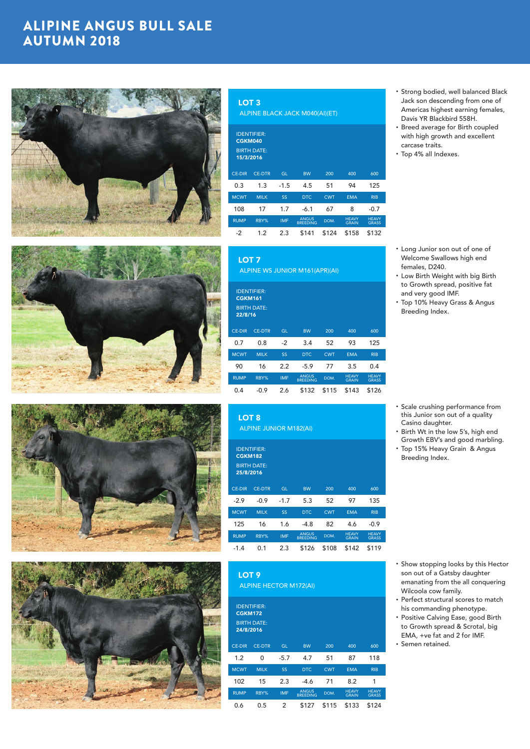# ALIPINE ANGUS BULL SALE AUTUMN 2018

## LOT 3

ALPINE BLACK JACK M040(AI)(ET)

IDENTIFIER: **CGKM040**

BIRTH DATE: **15/3/2016**

| CE-DIR | CE-DTR | GL | BW | 200 | 400 | 600 |
|---|---|---|---|---|---|---|
| 0.3 | 1.3 | -1.5 | 4.5 | 51 | 94 | 125 |
| **MCWT** | **MILK** | **SS** | **DTC** | **CWT** | **EMA** | **RIB** |
| 108 | 17 | 1.7 | -6.1 | 67 | 8 | -0.7 |
| **RUMP** | **RBY%** | **IMF** | **ANGUS BREEDING** | **DOM.** | **HEAVY GRAIN** | **HEAVY GRASS** |
| -2 | 1.2 | 2.3 | $141 | $124 | $158 | $132 |

- Strong bodied, well balanced Black Jack son descending from one of Americas highest earning females, Davis YR Blackbird 558H.
- Breed average for Birth coupled with high growth and excellent carcase traits.
- Top 4% all Indexes.

## LOT 7

ALPINE WS JUNIOR M161(APR)(AI)

IDENTIFIER: **CGKM161**

BIRTH DATE: **22/8/16**

| CE-DIR | CE-DTR | GL | BW | 200 | 400 | 600 |
|---|---|---|---|---|---|---|
| 0.7 | 0.8 | -2 | 3.4 | 52 | 93 | 125 |
| **MCWT** | **MILK** | **SS** | **DTC** | **CWT** | **EMA** | **RIB** |
| 90 | 16 | 2.2 | -5.9 | 77 | 3.5 | 0.4 |
| **RUMP** | **RBY%** | **IMF** | **ANGUS BREEDING** | **DOM.** | **HEAVY GRAIN** | **HEAVY GRASS** |
| 0.4 | -0.9 | 2.6 | $132 | $115 | $143 | $126 |

- Long Junior son out of one of Welcome Swallows high end females, D240.
- Low Birth Weight with big Birth to Growth spread, positive fat and very good IMF.
- Top 10% Heavy Grass & Angus Breeding Index.

## LOT 8

ALPINE JUNIOR M182(AI)

IDENTIFIER: **CGKM182**

BIRTH DATE: **25/8/2016**

| CE-DIR | CE-DTR | GL | BW | 200 | 400 | 600 |
|---|---|---|---|---|---|---|
| -2.9 | -0.9 | -1.7 | 5.3 | 52 | 97 | 135 |
| **MCWT** | **MILK** | **SS** | **DTC** | **CWT** | **EMA** | **RIB** |
| 125 | 16 | 1.6 | -4.8 | 82 | 4.6 | -0.9 |
| **RUMP** | **RBY%** | **IMF** | **ANGUS BREEDING** | **DOM.** | **HEAVY GRAIN** | **HEAVY GRASS** |
| -1.4 | 0.1 | 2.3 | $126 | $108 | $142 | $119 |

- Scale crushing performance from this Junior son out of a quality Casino daughter.
- Birth Wt in the low 5's, high end Growth EBV's and good marbling.
- Top 15% Heavy Grain & Angus Breeding Index.

## LOT 9

ALPINE HECTOR M172(AI)

IDENTIFIER: **CGKM172**

BIRTH DATE: **24/8/2016**

| CE-DIR | CE-DTR | GL | BW | 200 | 400 | 600 |
|---|---|---|---|---|---|---|
| 1.2 | 0 | -5.7 | 4.7 | 51 | 87 | 118 |
| **MCWT** | **MILK** | **SS** | **DTC** | **CWT** | **EMA** | **RIB** |
| 102 | 15 | 2.3 | -4.6 | 71 | 8.2 | 1 |
| **RUMP** | **RBY%** | **IMF** | **ANGUS BREEDING** | **DOM.** | **HEAVY GRAIN** | **HEAVY GRASS** |
| 0.6 | 0.5 | 2 | $127 | $115 | $133 | $124 |

- Show stopping looks by this Hector son out of a Gatsby daughter emanating from the all conquering Wilcoola cow family.
- Perfect structural scores to match his commanding phenotype.
- Positive Calving Ease, good Birth to Growth spread & Scrotal, big EMA, +ve fat and 2 for IMF.
- Semen retained.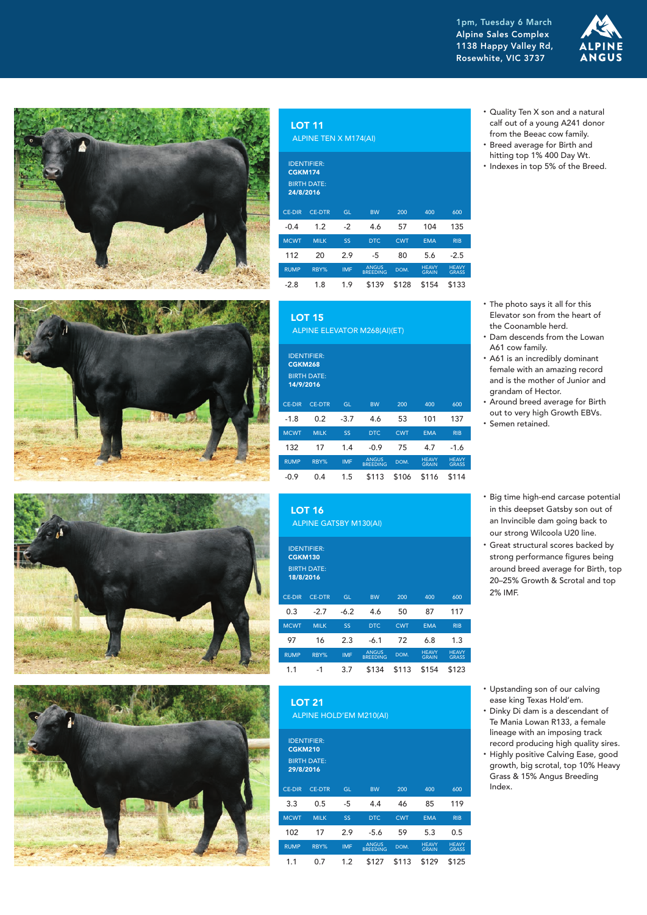1pm, Tuesday 6 March
Alpine Sales Complex
1138 Happy Valley Rd,
Rosewhite, VIC 3737

ALPINE ANGUS

## LOT 11

ALPINE TEN X M174(AI)

IDENTIFIER: **CGKM174**
BIRTH DATE: **24/8/2016**

| CE-DIR | CE-DTR | GL | BW | 200 | 400 | 600 |
|---|---|---|---|---|---|---|
| -0.4 | 1.2 | -2 | 4.6 | 57 | 104 | 135 |
| **MCWT** | **MILK** | **SS** | **DTC** | **CWT** | **EMA** | **RIB** |
| 112 | 20 | 2.9 | -5 | 80 | 5.6 | -2.5 |
| **RUMP** | **RBY%** | **IMF** | **ANGUS BREEDING** | **DOM.** | **HEAVY GRAIN** | **HEAVY GRASS** |
| -2.8 | 1.8 | 1.9 | $139 | $128 | $154 | $133 |

- Quality Ten X son and a natural calf out of a young A241 donor from the Beeac cow family.
- Breed average for Birth and hitting top 1% 400 Day Wt.
- Indexes in top 5% of the Breed.

## LOT 15

ALPINE ELEVATOR M268(AI)(ET)

IDENTIFIER: **CGKM268**
BIRTH DATE: **14/9/2016**

| CE-DIR | CE-DTR | GL | BW | 200 | 400 | 600 |
|---|---|---|---|---|---|---|
| -1.8 | 0.2 | -3.7 | 4.6 | 53 | 101 | 137 |
| **MCWT** | **MILK** | **SS** | **DTC** | **CWT** | **EMA** | **RIB** |
| 132 | 17 | 1.4 | -0.9 | 75 | 4.7 | -1.6 |
| **RUMP** | **RBY%** | **IMF** | **ANGUS BREEDING** | **DOM.** | **HEAVY GRAIN** | **HEAVY GRASS** |
| -0.9 | 0.4 | 1.5 | $113 | $106 | $116 | $114 |

- The photo says it all for this Elevator son from the heart of the Coonamble herd.
- Dam descends from the Lowan A61 cow family.
- A61 is an incredibly dominant female with an amazing record and is the mother of Junior and grandam of Hector.
- Around breed average for Birth out to very high Growth EBVs.
- Semen retained.

## LOT 16

ALPINE GATSBY M130(AI)

IDENTIFIER: **CGKM130**
BIRTH DATE: **18/8/2016**

| CE-DIR | CE-DTR | GL | BW | 200 | 400 | 600 |
|---|---|---|---|---|---|---|
| 0.3 | -2.7 | -6.2 | 4.6 | 50 | 87 | 117 |
| **MCWT** | **MILK** | **SS** | **DTC** | **CWT** | **EMA** | **RIB** |
| 97 | 16 | 2.3 | -6.1 | 72 | 6.8 | 1.3 |
| **RUMP** | **RBY%** | **IMF** | **ANGUS BREEDING** | **DOM.** | **HEAVY GRAIN** | **HEAVY GRASS** |
| 1.1 | -1 | 3.7 | $134 | $113 | $154 | $123 |

- Big time high-end carcase potential in this deepset Gatsby son out of an Invincible dam going back to our strong Wilcoola U20 line.
- Great structural scores backed by strong performance figures being around breed average for Birth, top 20–25% Growth & Scrotal and top 2% IMF.

## LOT 21

ALPINE HOLD'EM M210(AI)

IDENTIFIER: **CGKM210**
BIRTH DATE: **29/8/2016**

| CE-DIR | CE-DTR | GL | BW | 200 | 400 | 600 |
|---|---|---|---|---|---|---|
| 3.3 | 0.5 | -5 | 4.4 | 46 | 85 | 119 |
| **MCWT** | **MILK** | **SS** | **DTC** | **CWT** | **EMA** | **RIB** |
| 102 | 17 | 2.9 | -5.6 | 59 | 5.3 | 0.5 |
| **RUMP** | **RBY%** | **IMF** | **ANGUS BREEDING** | **DOM.** | **HEAVY GRAIN** | **HEAVY GRASS** |
| 1.1 | 0.7 | 1.2 | $127 | $113 | $129 | $125 |

- Upstanding son of our calving ease king Texas Hold'em.
- Dinky Di dam is a descendant of Te Mania Lowan R133, a female lineage with an imposing track record producing high quality sires.
- Highly positive Calving Ease, good growth, big scrotal, top 10% Heavy Grass & 15% Angus Breeding Index.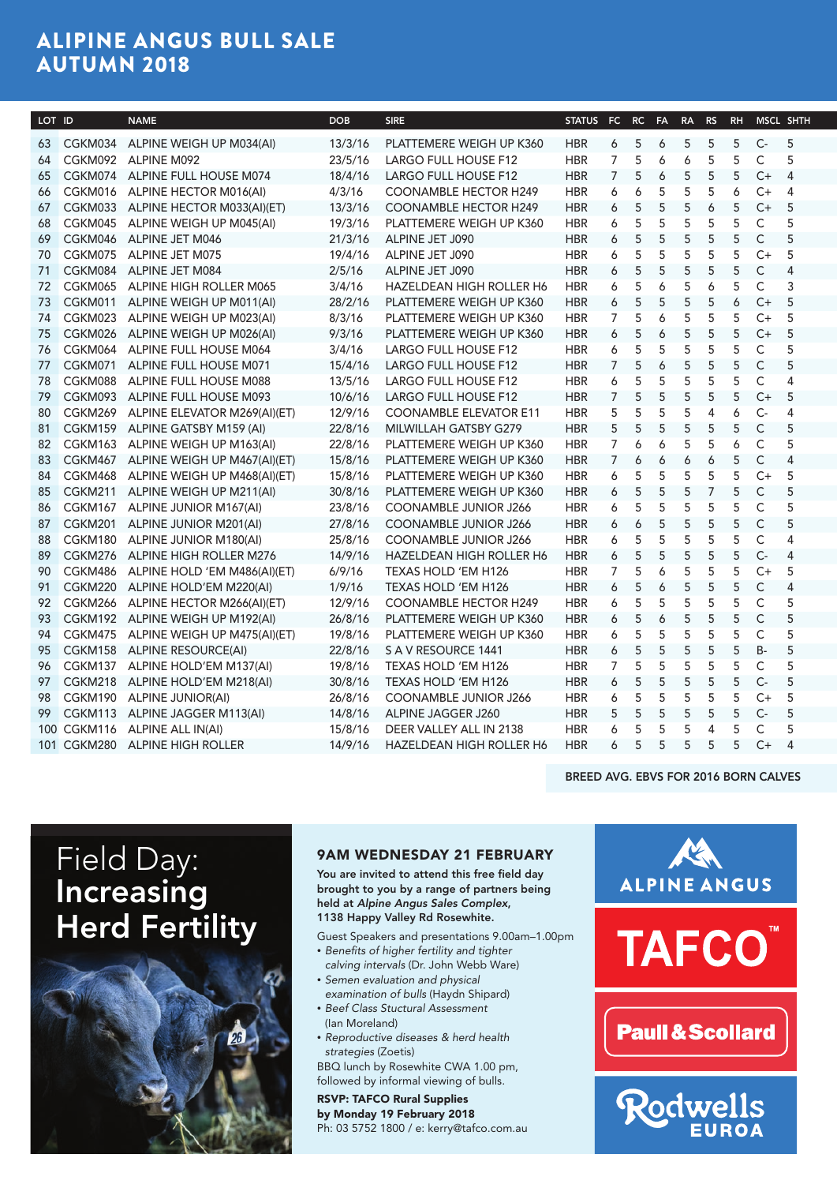# ALIPINE ANGUS BULL SALE AUTUMN 2018

| LOT | ID | NAME | DOB | SIRE | STATUS | FC | RC | FA | RA | RS | RH | MSCL | SHTH |
|---|---|---|---|---|---|---|---|---|---|---|---|---|---|
| 63 | CGKM034 | ALPINE WEIGH UP M034(AI) | 13/3/16 | PLATTEMERE WEIGH UP K360 | HBR | 6 | 5 | 6 | 5 | 5 | 5 | C- | 5 |
| 64 | CGKM092 | ALPINE M092 | 23/5/16 | LARGO FULL HOUSE F12 | HBR | 7 | 5 | 6 | 6 | 5 | 5 | C | 5 |
| 65 | CGKM074 | ALPINE FULL HOUSE M074 | 18/4/16 | LARGO FULL HOUSE F12 | HBR | 7 | 5 | 6 | 5 | 5 | 5 | C+ | 4 |
| 66 | CGKM016 | ALPINE HECTOR M016(AI) | 4/3/16 | COONAMBLE HECTOR H249 | HBR | 6 | 6 | 5 | 5 | 5 | 6 | C+ | 4 |
| 67 | CGKM033 | ALPINE HECTOR M033(AI)(ET) | 13/3/16 | COONAMBLE HECTOR H249 | HBR | 6 | 5 | 5 | 5 | 6 | 5 | C+ | 5 |
| 68 | CGKM045 | ALPINE WEIGH UP M045(AI) | 19/3/16 | PLATTEMERE WEIGH UP K360 | HBR | 6 | 5 | 5 | 5 | 5 | 5 | C | 5 |
| 69 | CGKM046 | ALPINE JET M046 | 21/3/16 | ALPINE JET J090 | HBR | 6 | 5 | 5 | 5 | 5 | 5 | C | 5 |
| 70 | CGKM075 | ALPINE JET M075 | 19/4/16 | ALPINE JET J090 | HBR | 6 | 5 | 5 | 5 | 5 | 5 | C+ | 5 |
| 71 | CGKM084 | ALPINE JET M084 | 2/5/16 | ALPINE JET J090 | HBR | 6 | 5 | 5 | 5 | 5 | 5 | C | 4 |
| 72 | CGKM065 | ALPINE HIGH ROLLER M065 | 3/4/16 | HAZELDEAN HIGH ROLLER H6 | HBR | 6 | 5 | 6 | 5 | 6 | 5 | C | 3 |
| 73 | CGKM011 | ALPINE WEIGH UP M011(AI) | 28/2/16 | PLATTEMERE WEIGH UP K360 | HBR | 6 | 5 | 5 | 5 | 5 | 6 | C+ | 5 |
| 74 | CGKM023 | ALPINE WEIGH UP M023(AI) | 8/3/16 | PLATTEMERE WEIGH UP K360 | HBR | 7 | 5 | 6 | 5 | 5 | 5 | C+ | 5 |
| 75 | CGKM026 | ALPINE WEIGH UP M026(AI) | 9/3/16 | PLATTEMERE WEIGH UP K360 | HBR | 6 | 5 | 6 | 5 | 5 | 5 | C+ | 5 |
| 76 | CGKM064 | ALPINE FULL HOUSE M064 | 3/4/16 | LARGO FULL HOUSE F12 | HBR | 6 | 5 | 5 | 5 | 5 | 5 | C | 5 |
| 77 | CGKM071 | ALPINE FULL HOUSE M071 | 15/4/16 | LARGO FULL HOUSE F12 | HBR | 7 | 5 | 6 | 5 | 5 | 5 | C | 5 |
| 78 | CGKM088 | ALPINE FULL HOUSE M088 | 13/5/16 | LARGO FULL HOUSE F12 | HBR | 6 | 5 | 5 | 5 | 5 | 5 | C | 4 |
| 79 | CGKM093 | ALPINE FULL HOUSE M093 | 10/6/16 | LARGO FULL HOUSE F12 | HBR | 7 | 5 | 5 | 5 | 5 | 5 | C+ | 5 |
| 80 | CGKM269 | ALPINE ELEVATOR M269(AI)(ET) | 12/9/16 | COONAMBLE ELEVATOR E11 | HBR | 5 | 5 | 5 | 5 | 4 | 6 | C- | 4 |
| 81 | CGKM159 | ALPINE GATSBY M159 (AI) | 22/8/16 | MILWILLAH GATSBY G279 | HBR | 5 | 5 | 5 | 5 | 5 | 5 | C | 5 |
| 82 | CGKM163 | ALPINE WEIGH UP M163(AI) | 22/8/16 | PLATTEMERE WEIGH UP K360 | HBR | 7 | 6 | 6 | 5 | 5 | 6 | C | 5 |
| 83 | CGKM467 | ALPINE WEIGH UP M467(AI)(ET) | 15/8/16 | PLATTEMERE WEIGH UP K360 | HBR | 7 | 6 | 6 | 6 | 6 | 5 | C | 4 |
| 84 | CGKM468 | ALPINE WEIGH UP M468(AI)(ET) | 15/8/16 | PLATTEMERE WEIGH UP K360 | HBR | 6 | 5 | 5 | 5 | 5 | 5 | C+ | 5 |
| 85 | CGKM211 | ALPINE WEIGH UP M211(AI) | 30/8/16 | PLATTEMERE WEIGH UP K360 | HBR | 6 | 5 | 5 | 5 | 7 | 5 | C | 5 |
| 86 | CGKM167 | ALPINE JUNIOR M167(AI) | 23/8/16 | COONAMBLE JUNIOR J266 | HBR | 6 | 5 | 5 | 5 | 5 | 5 | C | 5 |
| 87 | CGKM201 | ALPINE JUNIOR M201(AI) | 27/8/16 | COONAMBLE JUNIOR J266 | HBR | 6 | 6 | 5 | 5 | 5 | 5 | C | 5 |
| 88 | CGKM180 | ALPINE JUNIOR M180(AI) | 25/8/16 | COONAMBLE JUNIOR J266 | HBR | 6 | 5 | 5 | 5 | 5 | 5 | C | 4 |
| 89 | CGKM276 | ALPINE HIGH ROLLER M276 | 14/9/16 | HAZELDEAN HIGH ROLLER H6 | HBR | 6 | 5 | 5 | 5 | 5 | 5 | C- | 4 |
| 90 | CGKM486 | ALPINE HOLD 'EM M486(AI)(ET) | 6/9/16 | TEXAS HOLD 'EM H126 | HBR | 7 | 5 | 6 | 5 | 5 | 5 | C+ | 5 |
| 91 | CGKM220 | ALPINE HOLD'EM M220(AI) | 1/9/16 | TEXAS HOLD 'EM H126 | HBR | 6 | 5 | 6 | 5 | 5 | 5 | C | 4 |
| 92 | CGKM266 | ALPINE HECTOR M266(AI)(ET) | 12/9/16 | COONAMBLE HECTOR H249 | HBR | 6 | 5 | 5 | 5 | 5 | 5 | C | 5 |
| 93 | CGKM192 | ALPINE WEIGH UP M192(AI) | 26/8/16 | PLATTEMERE WEIGH UP K360 | HBR | 6 | 5 | 6 | 5 | 5 | 5 | C | 5 |
| 94 | CGKM475 | ALPINE WEIGH UP M475(AI)(ET) | 19/8/16 | PLATTEMERE WEIGH UP K360 | HBR | 6 | 5 | 5 | 5 | 5 | 5 | C | 5 |
| 95 | CGKM158 | ALPINE RESOURCE(AI) | 22/8/16 | S A V RESOURCE 1441 | HBR | 6 | 5 | 5 | 5 | 5 | 5 | B- | 5 |
| 96 | CGKM137 | ALPINE HOLD'EM M137(AI) | 19/8/16 | TEXAS HOLD 'EM H126 | HBR | 7 | 5 | 5 | 5 | 5 | 5 | C | 5 |
| 97 | CGKM218 | ALPINE HOLD'EM M218(AI) | 30/8/16 | TEXAS HOLD 'EM H126 | HBR | 6 | 5 | 5 | 5 | 5 | 5 | C- | 5 |
| 98 | CGKM190 | ALPINE JUNIOR(AI) | 26/8/16 | COONAMBLE JUNIOR J266 | HBR | 6 | 5 | 5 | 5 | 5 | 5 | C+ | 5 |
| 99 | CGKM113 | ALPINE JAGGER M113(AI) | 14/8/16 | ALPINE JAGGER J260 | HBR | 5 | 5 | 5 | 5 | 5 | 5 | C- | 5 |
| 100 | CGKM116 | ALPINE ALL IN(AI) | 15/8/16 | DEER VALLEY ALL IN 2138 | HBR | 6 | 5 | 5 | 5 | 4 | 5 | C | 5 |
| 101 | CGKM280 | ALPINE HIGH ROLLER | 14/9/16 | HAZELDEAN HIGH ROLLER H6 | HBR | 6 | 5 | 5 | 5 | 5 | 5 | C+ | 4 |

BREED AVG. EBVS FOR 2016 BORN CALVES

# Field Day: Increasing Herd Fertility

## 9AM WEDNESDAY 21 FEBRUARY

**You are invited to attend this free field day brought to you by a range of partners being held at *Alpine Angus Sales Complex*, 1138 Happy Valley Rd Rosewhite.**

Guest Speakers and presentations 9.00am–1.00pm

- *Benefits of higher fertility and tighter calving intervals* (Dr. John Webb Ware)
- *Semen evaluation and physical examination of bulls* (Haydn Shipard)
- *Beef Class Stuctural Assessment* (Ian Moreland)
- *Reproductive diseases & herd health strategies* (Zoetis)

BBQ lunch by Rosewhite CWA 1.00 pm, followed by informal viewing of bulls.

**RSVP: TAFCO Rural Supplies by Monday 19 February 2018**
Ph: 03 5752 1800 / e: kerry@tafco.com.au

ALPINE ANGUS

TAFCO™

Paull & Scollard

Rodwells EUROA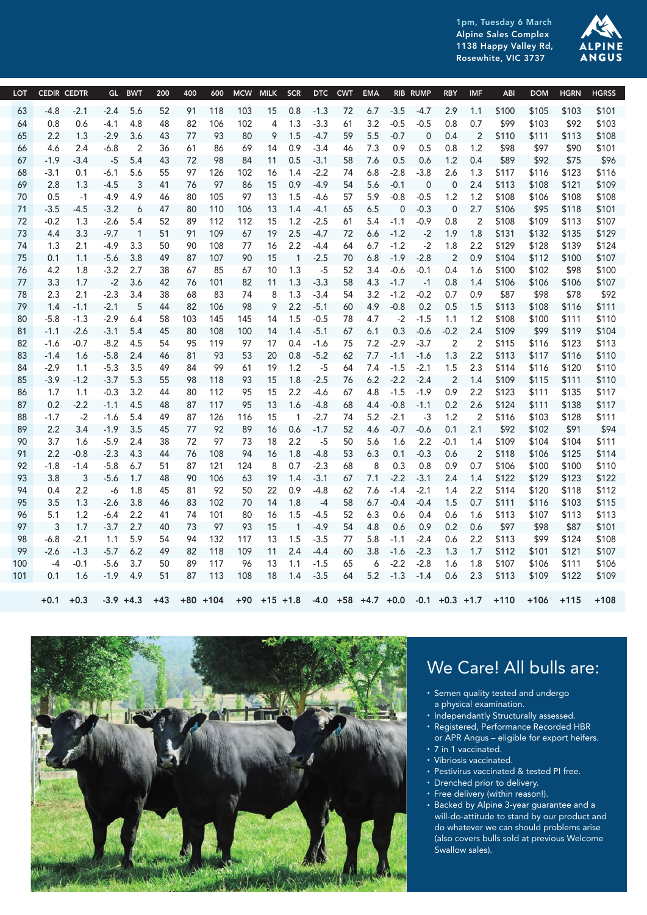1pm, Tuesday 6 March
Alpine Sales Complex
1138 Happy Valley Rd,
Rosewhite, VIC 3737

ALPINE ANGUS

| LOT | CEDIR | CEDTR | GL | BWT | 200 | 400 | 600 | MCW | MILK | SCR | DTC | CWT | EMA | RIB | RUMP | RBY | IMF | ABI | DOM | HGRN | HGRS |
|---|---|---|---|---|---|---|---|---|---|---|---|---|---|---|---|---|---|---|---|---|---|
| 63 | -4.8 | -2.1 | -2.4 | 5.6 | 52 | 91 | 118 | 103 | 15 | 0.8 | -1.3 | 72 | 6.7 | -3.5 | -4.7 | 2.9 | 1.1 | $100 | $105 | $103 | $101 |
| 64 | 0.8 | 0.6 | -4.1 | 4.8 | 48 | 82 | 106 | 102 | 4 | 1.3 | -3.3 | 61 | 3.2 | -0.5 | -0.5 | 0.8 | 0.7 | $99 | $103 | $92 | $103 |
| 65 | 2.2 | 1.3 | -2.9 | 3.6 | 43 | 77 | 93 | 80 | 9 | 1.5 | -4.7 | 59 | 5.5 | -0.7 | 0 | 0.4 | 2 | $110 | $111 | $113 | $108 |
| 66 | 4.6 | 2.4 | -6.8 | 2 | 36 | 61 | 86 | 69 | 14 | 0.9 | -3.4 | 46 | 7.3 | 0.9 | 0.5 | 0.8 | 1.2 | $98 | $97 | $90 | $101 |
| 67 | -1.9 | -3.4 | -5 | 5.4 | 43 | 72 | 98 | 84 | 11 | 0.5 | -3.1 | 58 | 7.6 | 0.5 | 0.6 | 1.2 | 0.4 | $89 | $92 | $75 | $96 |
| 68 | -3.1 | 0.1 | -6.1 | 5.6 | 55 | 97 | 126 | 102 | 16 | 1.4 | -2.2 | 74 | 6.8 | -2.8 | -3.8 | 2.6 | 1.3 | $117 | $116 | $123 | $116 |
| 69 | 2.8 | 1.3 | -4.5 | 3 | 41 | 76 | 97 | 86 | 15 | 0.9 | -4.9 | 54 | 5.6 | -0.1 | 0 | 0 | 2.4 | $113 | $108 | $121 | $109 |
| 70 | 0.5 | -1 | -4.9 | 4.9 | 46 | 80 | 105 | 97 | 13 | 1.5 | -4.6 | 57 | 5.9 | -0.8 | -0.5 | 1.2 | 1.2 | $108 | $106 | $108 | $108 |
| 71 | -3.5 | -4.5 | -3.2 | 6 | 47 | 80 | 110 | 106 | 13 | 1.4 | -4.1 | 65 | 6.5 | 0 | -0.3 | 0 | 2.7 | $106 | $95 | $118 | $101 |
| 72 | -0.2 | 1.3 | -2.6 | 5.4 | 52 | 89 | 112 | 112 | 15 | 1.2 | -2.5 | 61 | 5.4 | -1.1 | -0.9 | 0.8 | 2 | $108 | $109 | $113 | $107 |
| 73 | 4.4 | 3.3 | -9.7 | 1 | 51 | 91 | 109 | 67 | 19 | 2.5 | -4.7 | 72 | 6.6 | -1.2 | -2 | 1.9 | 1.8 | $131 | $132 | $135 | $129 |
| 74 | 1.3 | 2.1 | -4.9 | 3.3 | 50 | 90 | 108 | 77 | 16 | 2.2 | -4.4 | 64 | 6.7 | -1.2 | -2 | 1.8 | 2.2 | $129 | $128 | $139 | $124 |
| 75 | 0.1 | 1.1 | -5.6 | 3.8 | 49 | 87 | 107 | 90 | 15 | 1 | -2.5 | 70 | 6.8 | -1.9 | -2.8 | 2 | 0.9 | $104 | $112 | $100 | $107 |
| 76 | 4.2 | 1.8 | -3.2 | 2.7 | 38 | 67 | 85 | 67 | 10 | 1.3 | -5 | 52 | 3.4 | -0.6 | -0.1 | 0.4 | 1.6 | $100 | $102 | $98 | $100 |
| 77 | 3.3 | 1.7 | -2 | 3.6 | 42 | 76 | 101 | 82 | 11 | 1.3 | -3.3 | 58 | 4.3 | -1.7 | -1 | 0.8 | 1.4 | $106 | $106 | $106 | $107 |
| 78 | 2.3 | 2.1 | -2.3 | 3.4 | 38 | 68 | 83 | 74 | 8 | 1.3 | -3.4 | 54 | 3.2 | -1.2 | -0.2 | 0.7 | 0.9 | $87 | $98 | $78 | $92 |
| 79 | 1.4 | -1.1 | -2.1 | 5 | 44 | 82 | 106 | 98 | 9 | 2.2 | -5.1 | 60 | 4.9 | -0.8 | 0.2 | 0.5 | 1.5 | $113 | $108 | $116 | $111 |
| 80 | -5.8 | -1.3 | -2.9 | 6.4 | 58 | 103 | 145 | 145 | 14 | 1.5 | -0.5 | 78 | 4.7 | -2 | -1.5 | 1.1 | 1.2 | $108 | $100 | $111 | $110 |
| 81 | -1.1 | -2.6 | -3.1 | 5.4 | 45 | 80 | 108 | 100 | 14 | 1.4 | -5.1 | 67 | 6.1 | 0.3 | -0.6 | -0.2 | 2.4 | $109 | $99 | $119 | $104 |
| 82 | -1.6 | -0.7 | -8.2 | 4.5 | 54 | 95 | 119 | 97 | 17 | 0.4 | -1.6 | 75 | 7.2 | -2.9 | -3.7 | 2 | 2 | $115 | $116 | $123 | $113 |
| 83 | -1.4 | 1.6 | -5.8 | 2.4 | 46 | 81 | 93 | 53 | 20 | 0.8 | -5.2 | 62 | 7.7 | -1.1 | -1.6 | 1.3 | 2.2 | $113 | $117 | $116 | $110 |
| 84 | -2.9 | 1.1 | -5.3 | 3.5 | 49 | 84 | 99 | 61 | 19 | 1.2 | -5 | 64 | 7.4 | -1.5 | -2.1 | 1.5 | 2.3 | $114 | $116 | $120 | $110 |
| 85 | -3.9 | -1.2 | -3.7 | 5.3 | 55 | 98 | 118 | 93 | 15 | 1.8 | -2.5 | 76 | 6.2 | -2.2 | -2.4 | 2 | 1.4 | $109 | $115 | $111 | $110 |
| 86 | 1.7 | 1.1 | -0.3 | 3.2 | 44 | 80 | 112 | 95 | 15 | 2.2 | -4.6 | 67 | 4.8 | -1.5 | -1.9 | 0.9 | 2.2 | $123 | $111 | $135 | $117 |
| 87 | 0.2 | -2.2 | -1.1 | 4.5 | 48 | 87 | 117 | 95 | 13 | 1.6 | -4.8 | 68 | 4.4 | -0.8 | -1.1 | 0.2 | 2.6 | $124 | $111 | $138 | $117 |
| 88 | -1.7 | -2 | -1.6 | 5.4 | 49 | 87 | 126 | 116 | 15 | 1 | -2.7 | 74 | 5.2 | -2.1 | -3 | 1.2 | 2 | $116 | $103 | $128 | $111 |
| 89 | 2.2 | 3.4 | -1.9 | 3.5 | 45 | 77 | 92 | 89 | 16 | 0.6 | -1.7 | 52 | 4.6 | -0.7 | -0.6 | 0.1 | 2.1 | $92 | $102 | $91 | $94 |
| 90 | 3.7 | 1.6 | -5.9 | 2.4 | 38 | 72 | 97 | 73 | 18 | 2.2 | -5 | 50 | 5.6 | 1.6 | 2.2 | -0.1 | 1.4 | $109 | $104 | $104 | $111 |
| 91 | 2.2 | -0.8 | -2.3 | 4.3 | 44 | 76 | 108 | 94 | 16 | 1.8 | -4.8 | 53 | 6.3 | 0.1 | -0.3 | 0.6 | 2 | $118 | $106 | $125 | $114 |
| 92 | -1.8 | -1.4 | -5.8 | 6.7 | 51 | 87 | 121 | 124 | 8 | 0.7 | -2.3 | 68 | 8 | 0.3 | 0.8 | 0.9 | 0.7 | $106 | $100 | $100 | $110 |
| 93 | 3.8 | 3 | -5.6 | 1.7 | 48 | 90 | 106 | 63 | 19 | 1.4 | -3.1 | 67 | 7.1 | -2.2 | -3.1 | 2.4 | 1.4 | $122 | $129 | $123 | $122 |
| 94 | 0.4 | 2.2 | -6 | 1.8 | 45 | 81 | 92 | 50 | 22 | 0.9 | -4.8 | 62 | 7.6 | -1.4 | -2.1 | 1.4 | 2.2 | $114 | $120 | $118 | $112 |
| 95 | 3.5 | 1.3 | -2.6 | 3.8 | 46 | 83 | 102 | 70 | 14 | 1.8 | -4 | 58 | 6.7 | -0.4 | -0.4 | 1.5 | 0.7 | $111 | $116 | $103 | $115 |
| 96 | 5.1 | 1.2 | -6.4 | 2.2 | 41 | 74 | 101 | 80 | 16 | 1.5 | -4.5 | 52 | 6.3 | 0.6 | 0.4 | 0.6 | 1.6 | $113 | $107 | $113 | $113 |
| 97 | 3 | 1.7 | -3.7 | 2.7 | 40 | 73 | 97 | 93 | 15 | 1 | -4.9 | 54 | 4.8 | 0.6 | 0.9 | 0.2 | 0.6 | $97 | $98 | $87 | $101 |
| 98 | -6.8 | -2.1 | 1.1 | 5.9 | 54 | 94 | 132 | 117 | 13 | 1.5 | -3.5 | 77 | 5.8 | -1.1 | -2.4 | 0.6 | 2.2 | $113 | $99 | $124 | $108 |
| 99 | -2.6 | -1.3 | -5.7 | 6.2 | 49 | 82 | 118 | 109 | 11 | 2.4 | -4.4 | 60 | 3.8 | -1.6 | -2.3 | 1.3 | 1.7 | $113 | $101 | $121 | $107 |
| 100 | -4 | -0.1 | -5.6 | 3.7 | 50 | 89 | 117 | 96 | 13 | 1.1 | -1.5 | 65 | 6 | -2.2 | -2.8 | 1.6 | 1.8 | $107 | $106 | $111 | $106 |
| 101 | 0.1 | 1.6 | -1.9 | 4.9 | 51 | 87 | 113 | 108 | 18 | 1.4 | -3.5 | 64 | 5.2 | -1.3 | -1.4 | 0.6 | 2.3 | $113 | $109 | $122 | $109 |
| | +0.1 | +0.3 | -3.9 | +4.3 | +43 | +80 | +104 | +90 | +15 | +1.8 | -4.0 | +58 | +4.7 | +0.0 | -0.1 | +0.3 | +1.7 | +110 | +106 | +115 | +108 |

## We Care! All bulls are:

- Semen quality tested and undergo a physical examination.
- Independantly Structurally assessed.
- Registered, Performance Recorded HBR or APR Angus – eligible for export heifers.
- 7 in 1 vaccinated.
- Vibriosis vaccinated.
- Pestivirus vaccinated & tested PI free.
- Drenched prior to delivery.
- Free delivery (within reason!).
- Backed by Alpine 3-year guarantee and a will-do-attitude to stand by our product and do whatever we can should problems arise (also covers bulls sold at previous Welcome Swallow sales).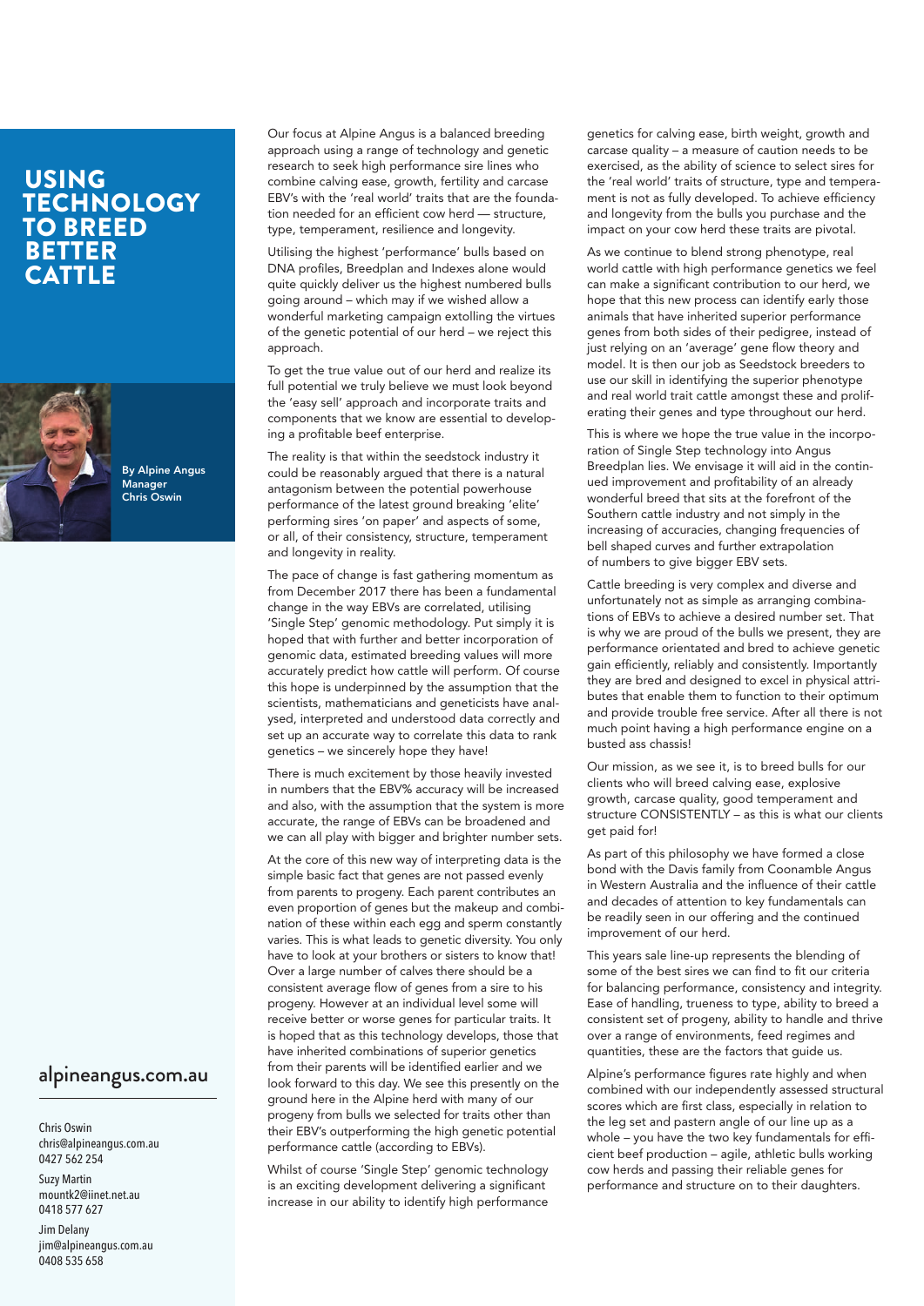# USING TECHNOLOGY TO BREED BETTER CATTLE

**By Alpine Angus Manager Chris Oswin**

Our focus at Alpine Angus is a balanced breeding approach using a range of technology and genetic research to seek high performance sire lines who combine calving ease, growth, fertility and carcase EBV's with the 'real world' traits that are the foundation needed for an efficient cow herd — structure, type, temperament, resilience and longevity.

Utilising the highest 'performance' bulls based on DNA profiles, Breedplan and Indexes alone would quite quickly deliver us the highest numbered bulls going around – which may if we wished allow a wonderful marketing campaign extolling the virtues of the genetic potential of our herd – we reject this approach.

To get the true value out of our herd and realize its full potential we truly believe we must look beyond the 'easy sell' approach and incorporate traits and components that we know are essential to developing a profitable beef enterprise.

The reality is that within the seedstock industry it could be reasonably argued that there is a natural antagonism between the potential powerhouse performance of the latest ground breaking 'elite' performing sires 'on paper' and aspects of some, or all, of their consistency, structure, temperament and longevity in reality.

The pace of change is fast gathering momentum as from December 2017 there has been a fundamental change in the way EBVs are correlated, utilising 'Single Step' genomic methodology. Put simply it is hoped that with further and better incorporation of genomic data, estimated breeding values will more accurately predict how cattle will perform. Of course this hope is underpinned by the assumption that the scientists, mathematicians and geneticists have analysed, interpreted and understood data correctly and set up an accurate way to correlate this data to rank genetics – we sincerely hope they have!

There is much excitement by those heavily invested in numbers that the EBV% accuracy will be increased and also, with the assumption that the system is more accurate, the range of EBVs can be broadened and we can all play with bigger and brighter number sets.

At the core of this new way of interpreting data is the simple basic fact that genes are not passed evenly from parents to progeny. Each parent contributes an even proportion of genes but the makeup and combination of these within each egg and sperm constantly varies. This is what leads to genetic diversity. You only have to look at your brothers or sisters to know that! Over a large number of calves there should be a consistent average flow of genes from a sire to his progeny. However at an individual level some will receive better or worse genes for particular traits. It is hoped that as this technology develops, those that have inherited combinations of superior genetics from their parents will be identified earlier and we look forward to this day. We see this presently on the ground here in the Alpine herd with many of our progeny from bulls we selected for traits other than their EBV's outperforming the high genetic potential performance cattle (according to EBVs).

Whilst of course 'Single Step' genomic technology is an exciting development delivering a significant increase in our ability to identify high performance genetics for calving ease, birth weight, growth and carcase quality – a measure of caution needs to be exercised, as the ability of science to select sires for the 'real world' traits of structure, type and temperament is not as fully developed. To achieve efficiency and longevity from the bulls you purchase and the impact on your cow herd these traits are pivotal.

As we continue to blend strong phenotype, real world cattle with high performance genetics we feel can make a significant contribution to our herd, we hope that this new process can identify early those animals that have inherited superior performance genes from both sides of their pedigree, instead of just relying on an 'average' gene flow theory and model. It is then our job as Seedstock breeders to use our skill in identifying the superior phenotype and real world trait cattle amongst these and proliferating their genes and type throughout our herd.

This is where we hope the true value in the incorporation of Single Step technology into Angus Breedplan lies. We envisage it will aid in the continued improvement and profitability of an already wonderful breed that sits at the forefront of the Southern cattle industry and not simply in the increasing of accuracies, changing frequencies of bell shaped curves and further extrapolation of numbers to give bigger EBV sets.

Cattle breeding is very complex and diverse and unfortunately not as simple as arranging combinations of EBVs to achieve a desired number set. That is why we are proud of the bulls we present, they are performance orientated and bred to achieve genetic gain efficiently, reliably and consistently. Importantly they are bred and designed to excel in physical attributes that enable them to function to their optimum and provide trouble free service. After all there is not much point having a high performance engine on a busted ass chassis!

Our mission, as we see it, is to breed bulls for our clients who will breed calving ease, explosive growth, carcase quality, good temperament and structure CONSISTENTLY – as this is what our clients get paid for!

As part of this philosophy we have formed a close bond with the Davis family from Coonamble Angus in Western Australia and the influence of their cattle and decades of attention to key fundamentals can be readily seen in our offering and the continued improvement of our herd.

This years sale line-up represents the blending of some of the best sires we can find to fit our criteria for balancing performance, consistency and integrity. Ease of handling, trueness to type, ability to breed a consistent set of progeny, ability to handle and thrive over a range of environments, feed regimes and quantities, these are the factors that guide us.

Alpine's performance figures rate highly and when combined with our independently assessed structural scores which are first class, especially in relation to the leg set and pastern angle of our line up as a whole – you have the two key fundamentals for efficient beef production – agile, athletic bulls working cow herds and passing their reliable genes for performance and structure on to their daughters.

## alpineangus.com.au

Chris Oswin
chris@alpineangus.com.au
0427 562 254

Suzy Martin
mountk2@iinet.net.au
0418 577 627

Jim Delany
jim@alpineangus.com.au
0408 535 658